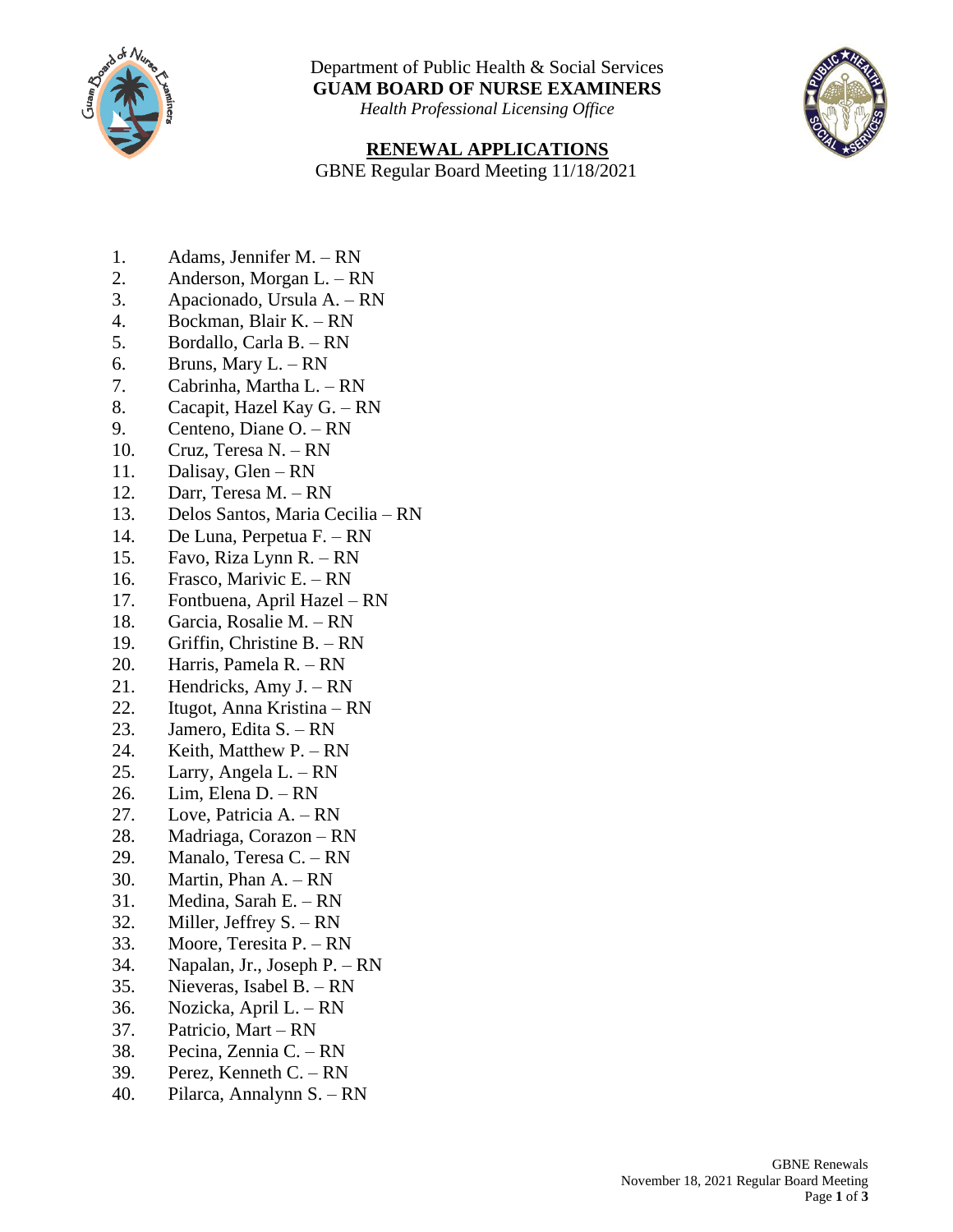Department of Public Health & Social Services
**GUAM BOARD OF NURSE EXAMINERS**
*Health Professional Licensing Office*

## RENEWAL APPLICATIONS

GBNE Regular Board Meeting 11/18/2021

1. Adams, Jennifer M. – RN
2. Anderson, Morgan L. – RN
3. Apacionado, Ursula A. – RN
4. Bockman, Blair K. – RN
5. Bordallo, Carla B. – RN
6. Bruns, Mary L. – RN
7. Cabrinha, Martha L. – RN
8. Cacapit, Hazel Kay G. – RN
9. Centeno, Diane O. – RN
10. Cruz, Teresa N. – RN
11. Dalisay, Glen – RN
12. Darr, Teresa M. – RN
13. Delos Santos, Maria Cecilia – RN
14. De Luna, Perpetua F. – RN
15. Favo, Riza Lynn R. – RN
16. Frasco, Marivic E. – RN
17. Fontbuena, April Hazel – RN
18. Garcia, Rosalie M. – RN
19. Griffin, Christine B. – RN
20. Harris, Pamela R. – RN
21. Hendricks, Amy J. – RN
22. Itugot, Anna Kristina – RN
23. Jamero, Edita S. – RN
24. Keith, Matthew P. – RN
25. Larry, Angela L. – RN
26. Lim, Elena D. – RN
27. Love, Patricia A. – RN
28. Madriaga, Corazon – RN
29. Manalo, Teresa C. – RN
30. Martin, Phan A. – RN
31. Medina, Sarah E. – RN
32. Miller, Jeffrey S. – RN
33. Moore, Teresita P. – RN
34. Napalan, Jr., Joseph P. – RN
35. Nieveras, Isabel B. – RN
36. Nozicka, April L. – RN
37. Patricio, Mart – RN
38. Pecina, Zennia C. – RN
39. Perez, Kenneth C. – RN
40. Pilarca, Annalynn S. – RN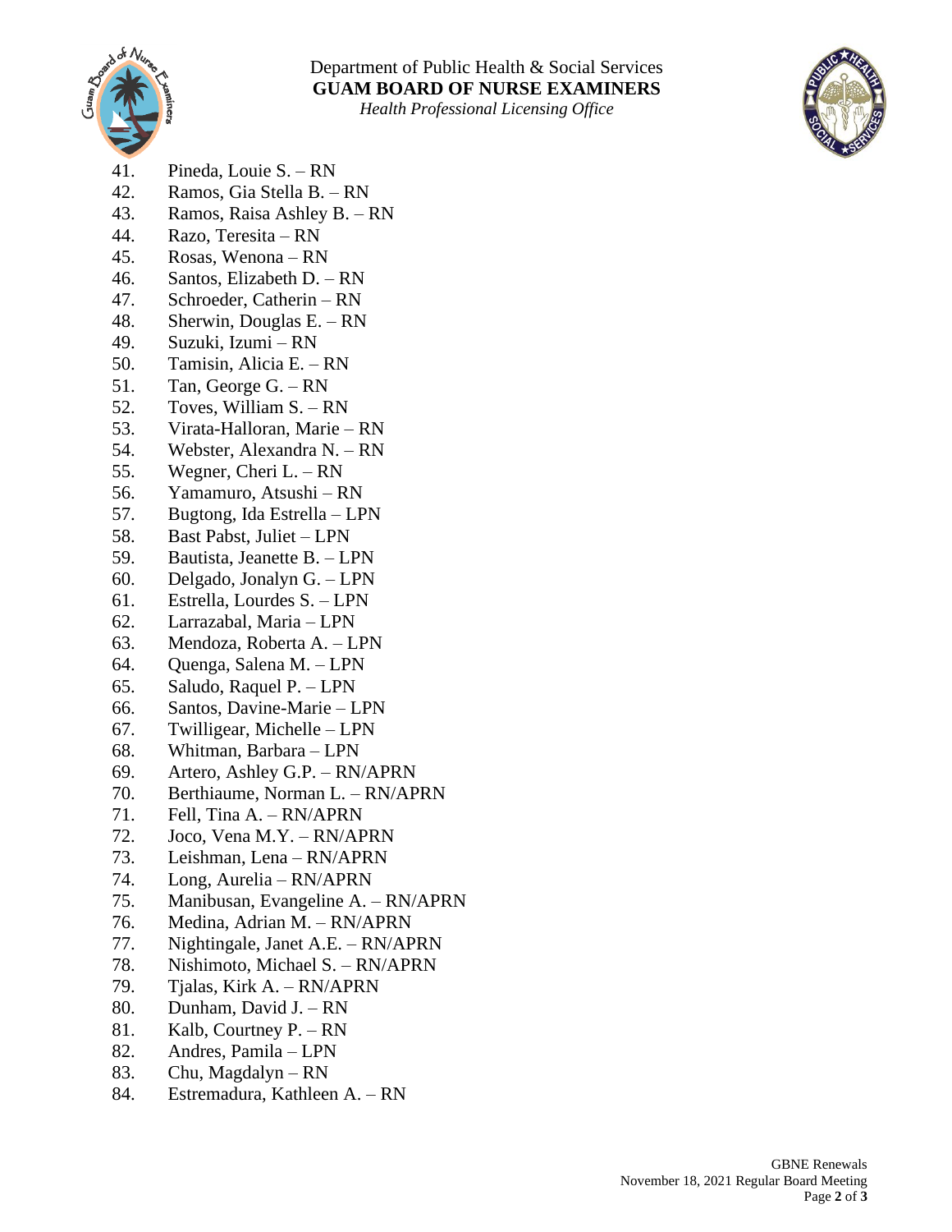41. Pineda, Louie S. – RN
42. Ramos, Gia Stella B. – RN
43. Ramos, Raisa Ashley B. – RN
44. Razo, Teresita – RN
45. Rosas, Wenona – RN
46. Santos, Elizabeth D. – RN
47. Schroeder, Catherin – RN
48. Sherwin, Douglas E. – RN
49. Suzuki, Izumi – RN
50. Tamisin, Alicia E. – RN
51. Tan, George G. – RN
52. Toves, William S. – RN
53. Virata-Halloran, Marie – RN
54. Webster, Alexandra N. – RN
55. Wegner, Cheri L. – RN
56. Yamamuro, Atsushi – RN
57. Bugtong, Ida Estrella – LPN
58. Bast Pabst, Juliet – LPN
59. Bautista, Jeanette B. – LPN
60. Delgado, Jonalyn G. – LPN
61. Estrella, Lourdes S. – LPN
62. Larrazabal, Maria – LPN
63. Mendoza, Roberta A. – LPN
64. Quenga, Salena M. – LPN
65. Saludo, Raquel P. – LPN
66. Santos, Davine-Marie – LPN
67. Twilligear, Michelle – LPN
68. Whitman, Barbara – LPN
69. Artero, Ashley G.P. – RN/APRN
70. Berthiaume, Norman L. – RN/APRN
71. Fell, Tina A. – RN/APRN
72. Joco, Vena M.Y. – RN/APRN
73. Leishman, Lena – RN/APRN
74. Long, Aurelia – RN/APRN
75. Manibusan, Evangeline A. – RN/APRN
76. Medina, Adrian M. – RN/APRN
77. Nightingale, Janet A.E. – RN/APRN
78. Nishimoto, Michael S. – RN/APRN
79. Tjalas, Kirk A. – RN/APRN
80. Dunham, David J. – RN
81. Kalb, Courtney P. – RN
82. Andres, Pamila – LPN
83. Chu, Magdalyn – RN
84. Estremadura, Kathleen A. – RN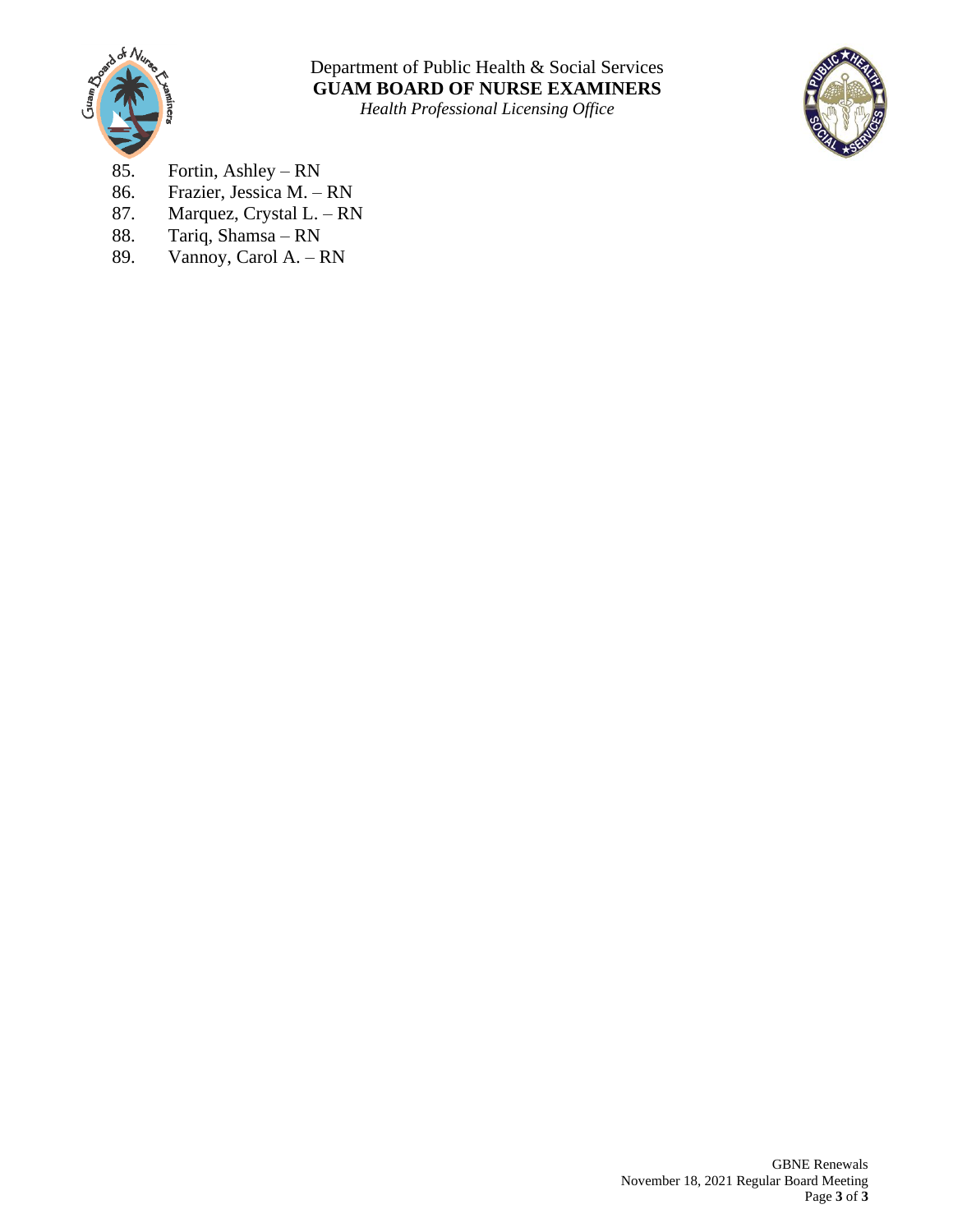85. Fortin, Ashley – RN
86. Frazier, Jessica M. – RN
87. Marquez, Crystal L. – RN
88. Tariq, Shamsa – RN
89. Vannoy, Carol A. – RN